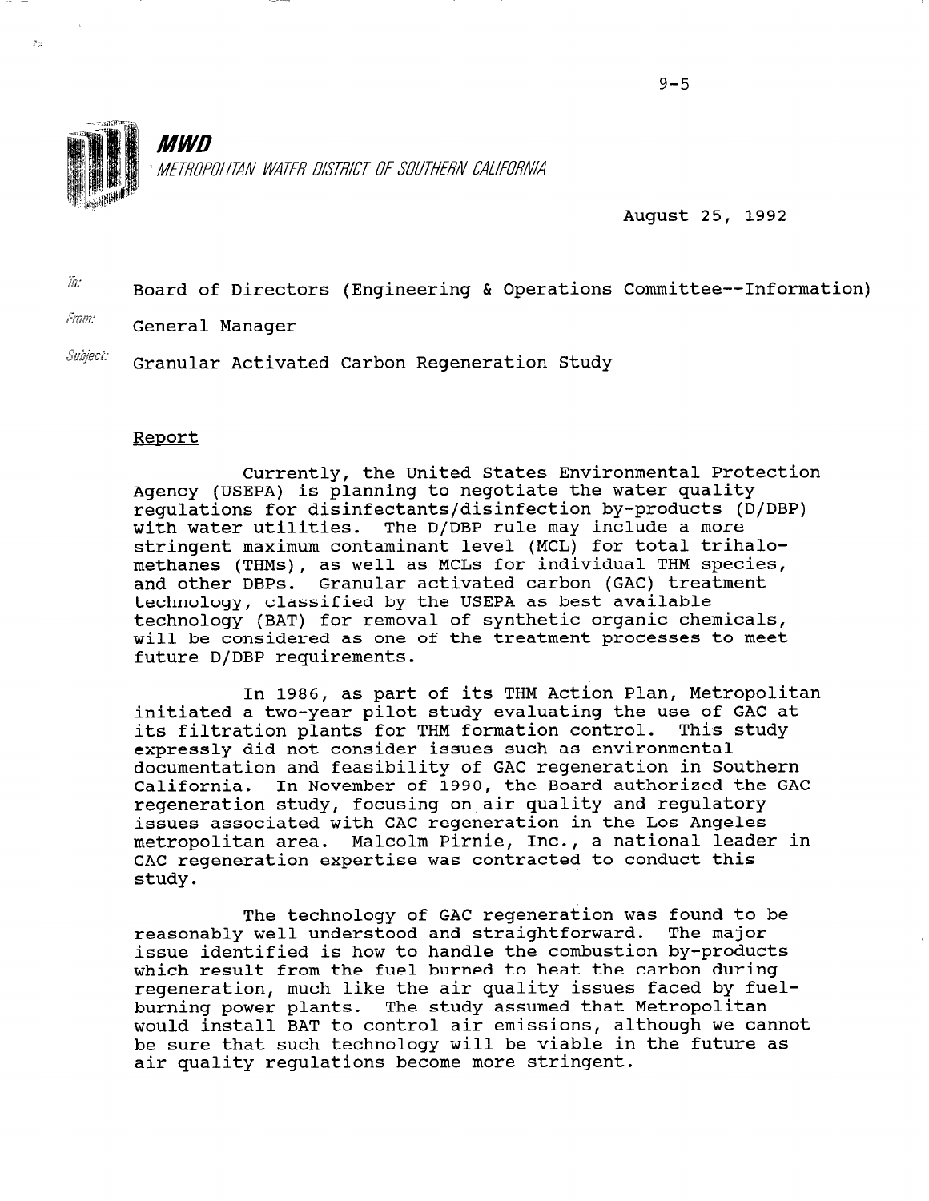**MWD**

METROPOLITAN WATER DISTRICT OF SOUTHERN CALIFORNIA

August 25, 1992

To: Board of Directors (Engineering & Operations Committee--Information)

From: General Manager

Subject: Granular Activated Carbon Regeneration Study

## Report

Currently, the United States Environmental Protection Agency (USEPA) is planning to negotiate the water quality regulations for disinfectants/disinfection by-products (D/DBP) with water utilities. The D/DBP rule may include a more stringent maximum contaminant level (MCL) for total trihalomethanes (THMs), as well as MCLs for individual THM species, and other DBPs. Granular activated carbon (GAC) treatment technology, classified by the USEPA as best available technology (BAT) for removal of synthetic organic chemicals, will be considered as one of the treatment processes to meet future D/DBP requirements.

In 1986, as part of its THM Action Plan, Metropolitan initiated a two-year pilot study evaluating the use of GAC at its filtration plants for THM formation control. This study expressly did not consider issues such as environmental documentation and feasibility of GAC regeneration in Southern California. In November of 1990, the Board authorized the GAC regeneration study, focusing on air quality and regulatory issues associated with CAC regeneration in the Los Angeles metropolitan area. Malcolm Pirnie, Inc., a national leader in CAC regeneration expertise was contracted to conduct this study.

The technology of GAC regeneration was found to be reasonably well understood and straightforward. The major issue identified is how to handle the combustion by-products which result from the fuel burned to heat the carbon during regeneration, much like the air quality issues faced by fuel-burning power plants. The study assumed that Metropolitan would install BAT to control air emissions, although we cannot be sure that such technology will be viable in the future as air quality regulations become more stringent.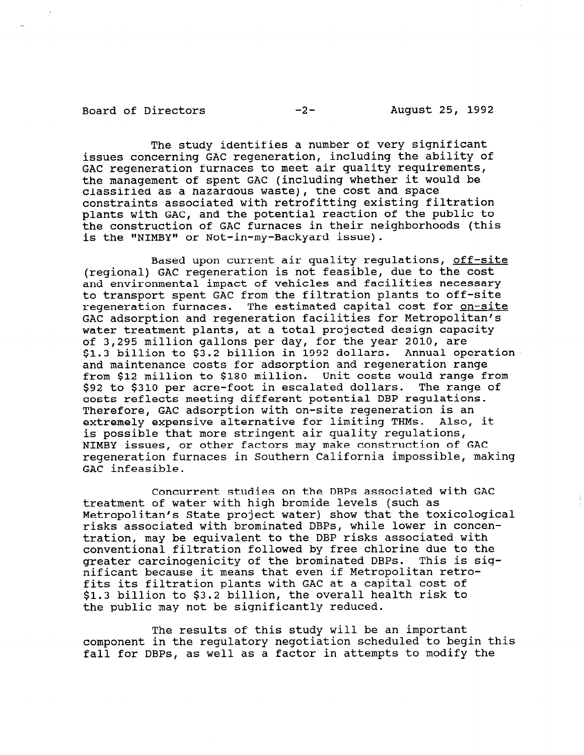The study identifies a number of very significant issues concerning GAC regeneration, including the ability of GAC regeneration furnaces to meet air quality requirements, the management of spent GAC (including whether it would be classified as a hazardous waste), the cost and space constraints associated with retrofitting existing filtration plants with GAC, and the potential reaction of the public to the construction of GAC furnaces in their neighborhoods (this is the "NIMBY" or Not-in-my-Backyard issue).

Based upon current air quality regulations, off-site (regional) GAC regeneration is not feasible, due to the cost and environmental impact of vehicles and facilities necessary to transport spent GAC from the filtration plants to off-site regeneration furnaces. The estimated capital cost for on-site GAC adsorption and regeneration facilities for Metropolitan's water treatment plants, at a total projected design capacity of 3,295 million gallons per day, for the year 2010, are $1.3 billion to $3.2 billion in 1992 dollars. Annual operation and maintenance costs for adsorption and regeneration range from $12 million to $180 million. Unit costs would range from $92 to $310 per acre-foot in escalated dollars. The range of costs reflects meeting different potential DBP regulations. Therefore, GAC adsorption with on-site regeneration is an extremely expensive alternative for limiting THMs. Also, it is possible that more stringent air quality regulations, NIMBY issues, or other factors may make construction of GAC regeneration furnaces in Southern California impossible, making GAC infeasible.

Concurrent studies on the DBPs associated with GAC treatment of water with high bromide levels (such as Metropolitan's State project water) show that the toxicological risks associated with brominated DBPs, while lower in concentration, may be equivalent to the DBP risks associated with conventional filtration followed by free chlorine due to the greater carcinogenicity of the brominated DBPs. This is significant because it means that even if Metropolitan retrofits its filtration plants with GAC at a capital cost of $1.3 billion to $3.2 billion, the overall health risk to the public may not be significantly reduced.

The results of this study will be an important component in the regulatory negotiation scheduled to begin this fall for DBPs, as well as a factor in attempts to modify the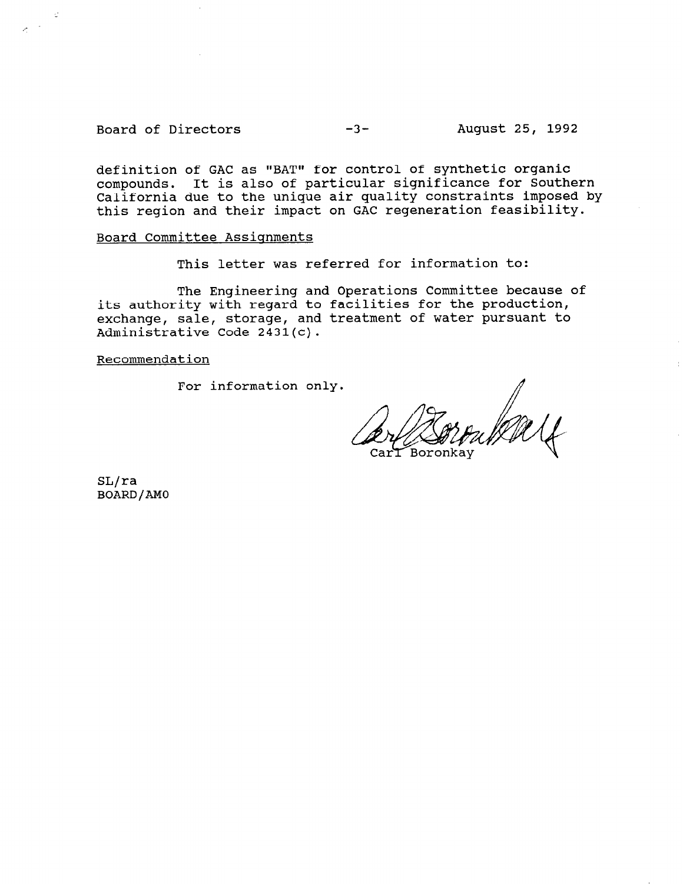definition of GAC as "BAT" for control of synthetic organic compounds. It is also of particular significance for Southern California due to the unique air quality constraints imposed by this region and their impact on GAC regeneration feasibility.

Board Committee Assignments

This letter was referred for information to:

The Engineering and Operations Committee because of its authority with regard to facilities for the production, exchange, sale, storage, and treatment of water pursuant to Administrative Code 2431(c).

Recommendation

For information only.

Carl Boronkay

SL/ra
BOARD/AMO